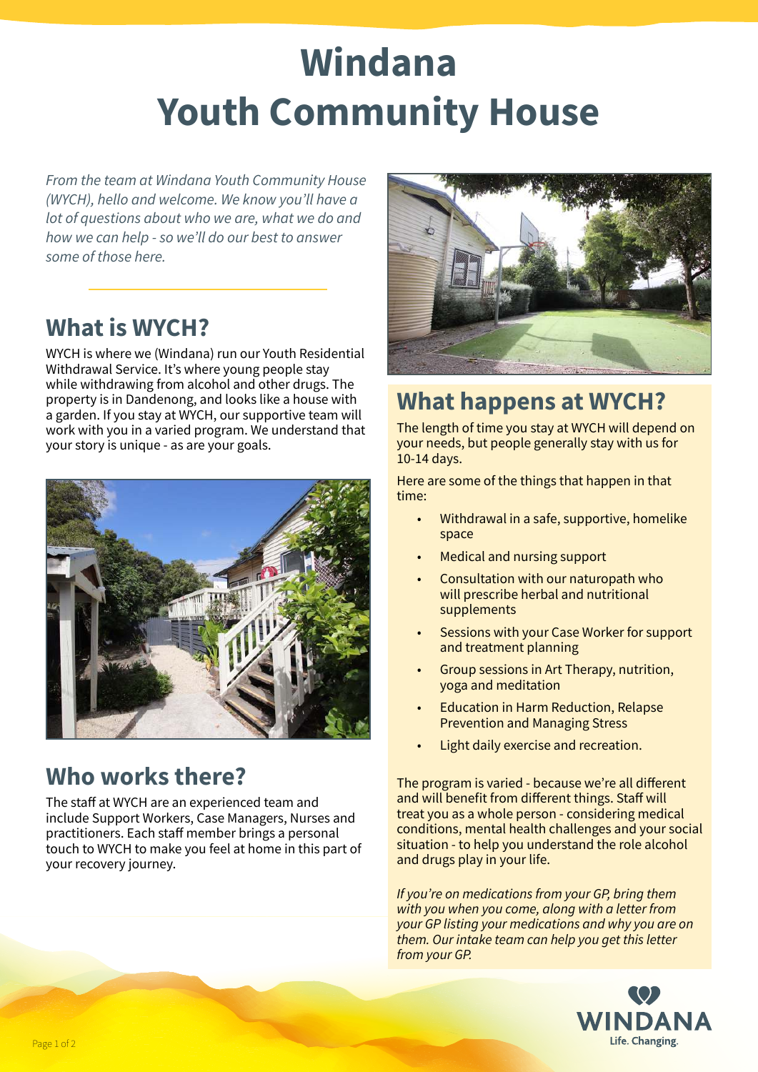# Windana Youth Community House

*From the team at Windana Youth Community House (WYCH), hello and welcome. We know you'll have a lot of questions about who we are, what we do and how we can help - so we'll do our best to answer some of those here.*

## What is WYCH?

WYCH is where we (Windana) run our Youth Residential Withdrawal Service. It's where young people stay while withdrawing from alcohol and other drugs. The property is in Dandenong, and looks like a house with a garden. If you stay at WYCH, our supportive team will work with you in a varied program. We understand that your story is unique - as are your goals.

## Who works there?

The staff at WYCH are an experienced team and include Support Workers, Case Managers, Nurses and practitioners. Each staff member brings a personal touch to WYCH to make you feel at home in this part of your recovery journey.

## What happens at WYCH?

The length of time you stay at WYCH will depend on your needs, but people generally stay with us for 10-14 days.

Here are some of the things that happen in that time:

- Withdrawal in a safe, supportive, homelike space
- Medical and nursing support
- Consultation with our naturopath who will prescribe herbal and nutritional supplements
- Sessions with your Case Worker for support and treatment planning
- Group sessions in Art Therapy, nutrition, yoga and meditation
- Education in Harm Reduction, Relapse Prevention and Managing Stress
- Light daily exercise and recreation.

The program is varied - because we're all different and will benefit from different things. Staff will treat you as a whole person - considering medical conditions, mental health challenges and your social situation - to help you understand the role alcohol and drugs play in your life.

*If you're on medications from your GP, bring them with you when you come, along with a letter from your GP listing your medications and why you are on them. Our intake team can help you get this letter from your GP.*

WINDANA
Life. Changing.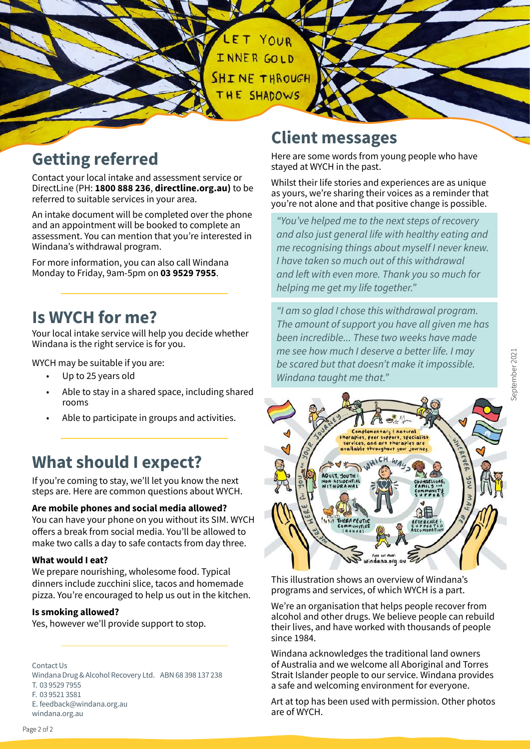LET YOUR INNER GOLD SHINE THROUGH THE SHADOWS

## Getting referred

Contact your local intake and assessment service or DirectLine (PH: **1800 888 236**, **directline.org.au)** to be referred to suitable services in your area.

An intake document will be completed over the phone and an appointment will be booked to complete an assessment. You can mention that you're interested in Windana's withdrawal program.

For more information, you can also call Windana Monday to Friday, 9am-5pm on **03 9529 7955**.

## Is WYCH for me?

Your local intake service will help you decide whether Windana is the right service is for you.

WYCH may be suitable if you are:

- Up to 25 years old
- Able to stay in a shared space, including shared rooms
- Able to participate in groups and activities.

## What should I expect?

If you're coming to stay, we'll let you know the next steps are. Here are common questions about WYCH.

**Are mobile phones and social media allowed?**
You can have your phone on you without its SIM. WYCH offers a break from social media. You'll be allowed to make two calls a day to safe contacts from day three.

**What would I eat?**
We prepare nourishing, wholesome food. Typical dinners include zucchini slice, tacos and homemade pizza. You're encouraged to help us out in the kitchen.

**Is smoking allowed?**
Yes, however we'll provide support to stop.

Contact Us
Windana Drug & Alcohol Recovery Ltd. ABN 68 398 137 238
T. 03 9529 7955
F. 03 9521 3581
E. feedback@windana.org.au
windana.org.au

## Client messages

Here are some words from young people who have stayed at WYCH in the past.

Whilst their life stories and experiences are as unique as yours, we're sharing their voices as a reminder that you're not alone and that positive change is possible.

*"You've helped me to the next steps of recovery and also just general life with healthy eating and me recognising things about myself I never knew. I have taken so much out of this withdrawal and left with even more. Thank you so much for helping me get my life together."*

*"I am so glad I chose this withdrawal program. The amount of support you have all given me has been incredible... These two weeks have made me see how much I deserve a better life. I may be scared but that doesn't make it impossible. Windana taught me that."*

This illustration shows an overview of Windana's programs and services, of which WYCH is a part.

We're an organisation that helps people recover from alcohol and other drugs. We believe people can rebuild their lives, and have worked with thousands of people since 1984.

Windana acknowledges the traditional land owners of Australia and we welcome all Aboriginal and Torres Strait Islander people to our service. Windana provides a safe and welcoming environment for everyone.

Art at top has been used with permission. Other photos are of WYCH.

September 2021